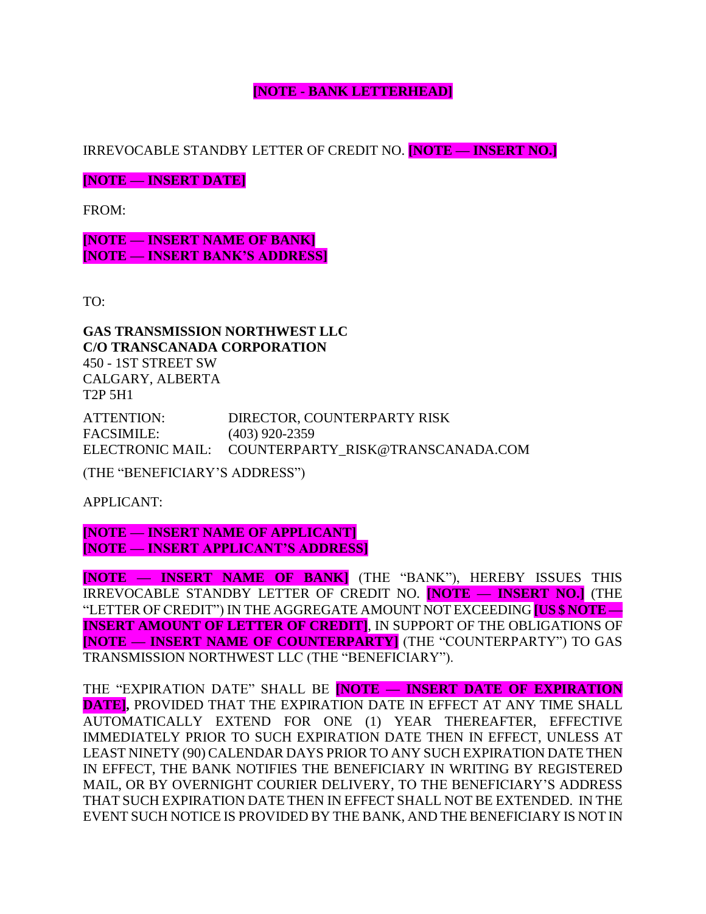**[NOTE - BANK LETTERHEAD]**

IRREVOCABLE STANDBY LETTER OF CREDIT NO. **[NOTE — INSERT NO.]**

**[NOTE — INSERT DATE]**

FROM:

**[NOTE — INSERT NAME OF BANK]**
**[NOTE — INSERT BANK'S ADDRESS]**

TO:

**GAS TRANSMISSION NORTHWEST LLC**
**C/O TRANSCANADA CORPORATION**
450 - 1ST STREET SW
CALGARY, ALBERTA
T2P 5H1

ATTENTION: DIRECTOR, COUNTERPARTY RISK
FACSIMILE: (403) 920-2359
ELECTRONIC MAIL: COUNTERPARTY_RISK@TRANSCANADA.COM

(THE "BENEFICIARY'S ADDRESS")

APPLICANT:

**[NOTE — INSERT NAME OF APPLICANT]**
**[NOTE — INSERT APPLICANT'S ADDRESS]**

**[NOTE — INSERT NAME OF BANK]** (THE "BANK"), HEREBY ISSUES THIS IRREVOCABLE STANDBY LETTER OF CREDIT NO. **[NOTE — INSERT NO.]** (THE "LETTER OF CREDIT") IN THE AGGREGATE AMOUNT NOT EXCEEDING **[US $ NOTE — INSERT AMOUNT OF LETTER OF CREDIT]**, IN SUPPORT OF THE OBLIGATIONS OF **[NOTE — INSERT NAME OF COUNTERPARTY]** (THE "COUNTERPARTY") TO GAS TRANSMISSION NORTHWEST LLC (THE "BENEFICIARY").

THE "EXPIRATION DATE" SHALL BE **[NOTE — INSERT DATE OF EXPIRATION DATE],** PROVIDED THAT THE EXPIRATION DATE IN EFFECT AT ANY TIME SHALL AUTOMATICALLY EXTEND FOR ONE (1) YEAR THEREAFTER, EFFECTIVE IMMEDIATELY PRIOR TO SUCH EXPIRATION DATE THEN IN EFFECT, UNLESS AT LEAST NINETY (90) CALENDAR DAYS PRIOR TO ANY SUCH EXPIRATION DATE THEN IN EFFECT, THE BANK NOTIFIES THE BENEFICIARY IN WRITING BY REGISTERED MAIL, OR BY OVERNIGHT COURIER DELIVERY, TO THE BENEFICIARY'S ADDRESS THAT SUCH EXPIRATION DATE THEN IN EFFECT SHALL NOT BE EXTENDED. IN THE EVENT SUCH NOTICE IS PROVIDED BY THE BANK, AND THE BENEFICIARY IS NOT IN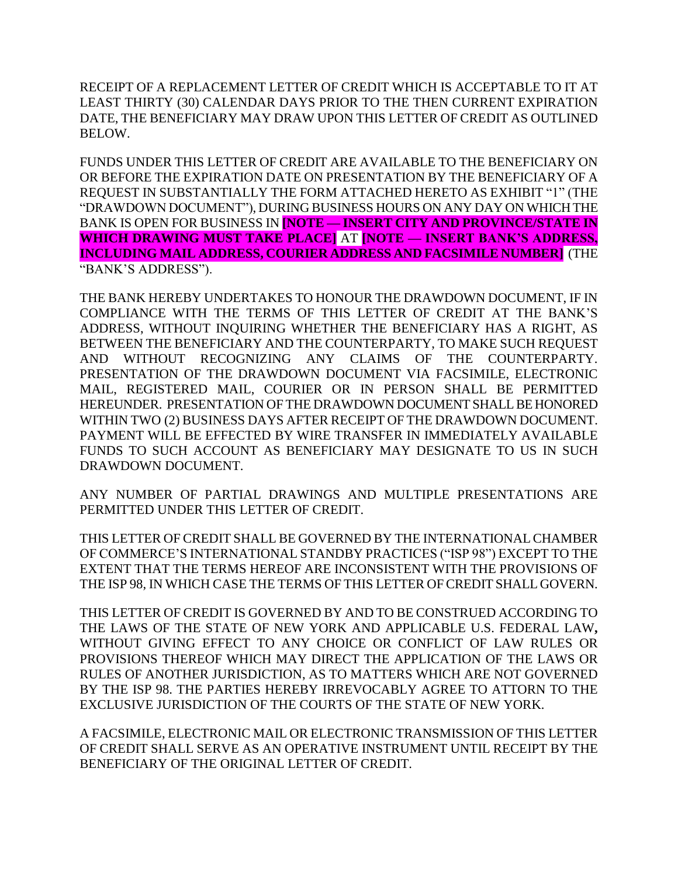RECEIPT OF A REPLACEMENT LETTER OF CREDIT WHICH IS ACCEPTABLE TO IT AT LEAST THIRTY (30) CALENDAR DAYS PRIOR TO THE THEN CURRENT EXPIRATION DATE, THE BENEFICIARY MAY DRAW UPON THIS LETTER OF CREDIT AS OUTLINED BELOW.

FUNDS UNDER THIS LETTER OF CREDIT ARE AVAILABLE TO THE BENEFICIARY ON OR BEFORE THE EXPIRATION DATE ON PRESENTATION BY THE BENEFICIARY OF A REQUEST IN SUBSTANTIALLY THE FORM ATTACHED HERETO AS EXHIBIT "1" (THE "DRAWDOWN DOCUMENT"), DURING BUSINESS HOURS ON ANY DAY ON WHICH THE BANK IS OPEN FOR BUSINESS IN **[NOTE — INSERT CITY AND PROVINCE/STATE IN WHICH DRAWING MUST TAKE PLACE]** AT **[NOTE — INSERT BANK'S ADDRESS, INCLUDING MAIL ADDRESS, COURIER ADDRESS AND FACSIMILE NUMBER]** (THE "BANK'S ADDRESS").

THE BANK HEREBY UNDERTAKES TO HONOUR THE DRAWDOWN DOCUMENT, IF IN COMPLIANCE WITH THE TERMS OF THIS LETTER OF CREDIT AT THE BANK'S ADDRESS, WITHOUT INQUIRING WHETHER THE BENEFICIARY HAS A RIGHT, AS BETWEEN THE BENEFICIARY AND THE COUNTERPARTY, TO MAKE SUCH REQUEST AND WITHOUT RECOGNIZING ANY CLAIMS OF THE COUNTERPARTY. PRESENTATION OF THE DRAWDOWN DOCUMENT VIA FACSIMILE, ELECTRONIC MAIL, REGISTERED MAIL, COURIER OR IN PERSON SHALL BE PERMITTED HEREUNDER. PRESENTATION OF THE DRAWDOWN DOCUMENT SHALL BE HONORED WITHIN TWO (2) BUSINESS DAYS AFTER RECEIPT OF THE DRAWDOWN DOCUMENT. PAYMENT WILL BE EFFECTED BY WIRE TRANSFER IN IMMEDIATELY AVAILABLE FUNDS TO SUCH ACCOUNT AS BENEFICIARY MAY DESIGNATE TO US IN SUCH DRAWDOWN DOCUMENT.

ANY NUMBER OF PARTIAL DRAWINGS AND MULTIPLE PRESENTATIONS ARE PERMITTED UNDER THIS LETTER OF CREDIT.

THIS LETTER OF CREDIT SHALL BE GOVERNED BY THE INTERNATIONAL CHAMBER OF COMMERCE'S INTERNATIONAL STANDBY PRACTICES ("ISP 98") EXCEPT TO THE EXTENT THAT THE TERMS HEREOF ARE INCONSISTENT WITH THE PROVISIONS OF THE ISP 98, IN WHICH CASE THE TERMS OF THIS LETTER OF CREDIT SHALL GOVERN.

THIS LETTER OF CREDIT IS GOVERNED BY AND TO BE CONSTRUED ACCORDING TO THE LAWS OF THE STATE OF NEW YORK AND APPLICABLE U.S. FEDERAL LAW, WITHOUT GIVING EFFECT TO ANY CHOICE OR CONFLICT OF LAW RULES OR PROVISIONS THEREOF WHICH MAY DIRECT THE APPLICATION OF THE LAWS OR RULES OF ANOTHER JURISDICTION, AS TO MATTERS WHICH ARE NOT GOVERNED BY THE ISP 98. THE PARTIES HEREBY IRREVOCABLY AGREE TO ATTORN TO THE EXCLUSIVE JURISDICTION OF THE COURTS OF THE STATE OF NEW YORK.

A FACSIMILE, ELECTRONIC MAIL OR ELECTRONIC TRANSMISSION OF THIS LETTER OF CREDIT SHALL SERVE AS AN OPERATIVE INSTRUMENT UNTIL RECEIPT BY THE BENEFICIARY OF THE ORIGINAL LETTER OF CREDIT.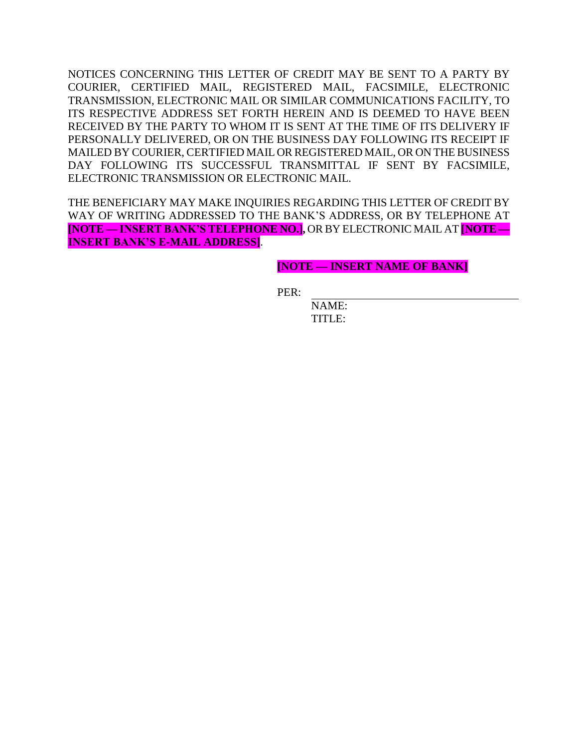NOTICES CONCERNING THIS LETTER OF CREDIT MAY BE SENT TO A PARTY BY COURIER, CERTIFIED MAIL, REGISTERED MAIL, FACSIMILE, ELECTRONIC TRANSMISSION, ELECTRONIC MAIL OR SIMILAR COMMUNICATIONS FACILITY, TO ITS RESPECTIVE ADDRESS SET FORTH HEREIN AND IS DEEMED TO HAVE BEEN RECEIVED BY THE PARTY TO WHOM IT IS SENT AT THE TIME OF ITS DELIVERY IF PERSONALLY DELIVERED, OR ON THE BUSINESS DAY FOLLOWING ITS RECEIPT IF MAILED BY COURIER, CERTIFIED MAIL OR REGISTERED MAIL, OR ON THE BUSINESS DAY FOLLOWING ITS SUCCESSFUL TRANSMITTAL IF SENT BY FACSIMILE, ELECTRONIC TRANSMISSION OR ELECTRONIC MAIL.

THE BENEFICIARY MAY MAKE INQUIRIES REGARDING THIS LETTER OF CREDIT BY WAY OF WRITING ADDRESSED TO THE BANK'S ADDRESS, OR BY TELEPHONE AT **[NOTE — INSERT BANK'S TELEPHONE NO.]**, OR BY ELECTRONIC MAIL AT **[NOTE — INSERT BANK'S E-MAIL ADDRESS]**.

**[NOTE — INSERT NAME OF BANK]**

PER: ______________________________

NAME:

TITLE: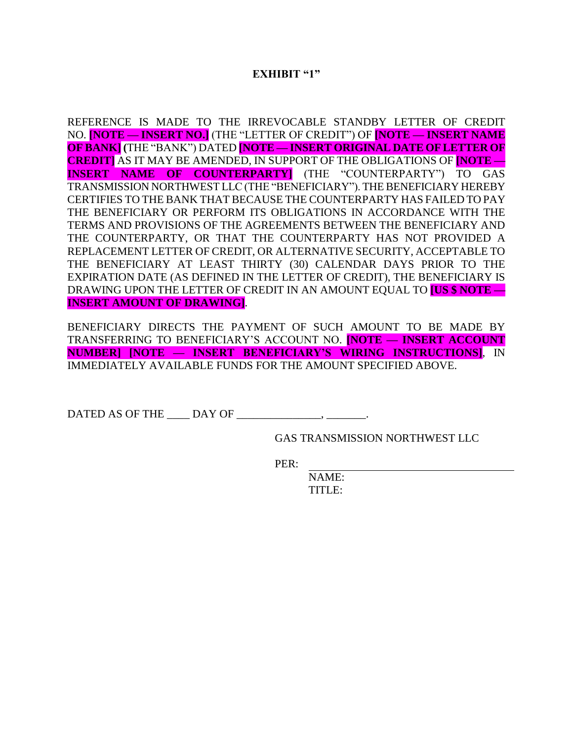**EXHIBIT "1"**

REFERENCE IS MADE TO THE IRREVOCABLE STANDBY LETTER OF CREDIT NO. **[NOTE — INSERT NO.]** (THE "LETTER OF CREDIT") OF **[NOTE — INSERT NAME OF BANK]** (THE "BANK") DATED **[NOTE — INSERT ORIGINAL DATE OF LETTER OF CREDIT]** AS IT MAY BE AMENDED, IN SUPPORT OF THE OBLIGATIONS OF **[NOTE — INSERT NAME OF COUNTERPARTY]** (THE "COUNTERPARTY") TO GAS TRANSMISSION NORTHWEST LLC (THE "BENEFICIARY"). THE BENEFICIARY HEREBY CERTIFIES TO THE BANK THAT BECAUSE THE COUNTERPARTY HAS FAILED TO PAY THE BENEFICIARY OR PERFORM ITS OBLIGATIONS IN ACCORDANCE WITH THE TERMS AND PROVISIONS OF THE AGREEMENTS BETWEEN THE BENEFICIARY AND THE COUNTERPARTY, OR THAT THE COUNTERPARTY HAS NOT PROVIDED A REPLACEMENT LETTER OF CREDIT, OR ALTERNATIVE SECURITY, ACCEPTABLE TO THE BENEFICIARY AT LEAST THIRTY (30) CALENDAR DAYS PRIOR TO THE EXPIRATION DATE (AS DEFINED IN THE LETTER OF CREDIT), THE BENEFICIARY IS DRAWING UPON THE LETTER OF CREDIT IN AN AMOUNT EQUAL TO **[US $ NOTE — INSERT AMOUNT OF DRAWING]**.

BENEFICIARY DIRECTS THE PAYMENT OF SUCH AMOUNT TO BE MADE BY TRANSFERRING TO BENEFICIARY'S ACCOUNT NO. **[NOTE — INSERT ACCOUNT NUMBER] [NOTE — INSERT BENEFICIARY'S WIRING INSTRUCTIONS]**, IN IMMEDIATELY AVAILABLE FUNDS FOR THE AMOUNT SPECIFIED ABOVE.

DATED AS OF THE ____ DAY OF _______________, _______.

GAS TRANSMISSION NORTHWEST LLC

PER: ____________________________________

NAME:

TITLE: